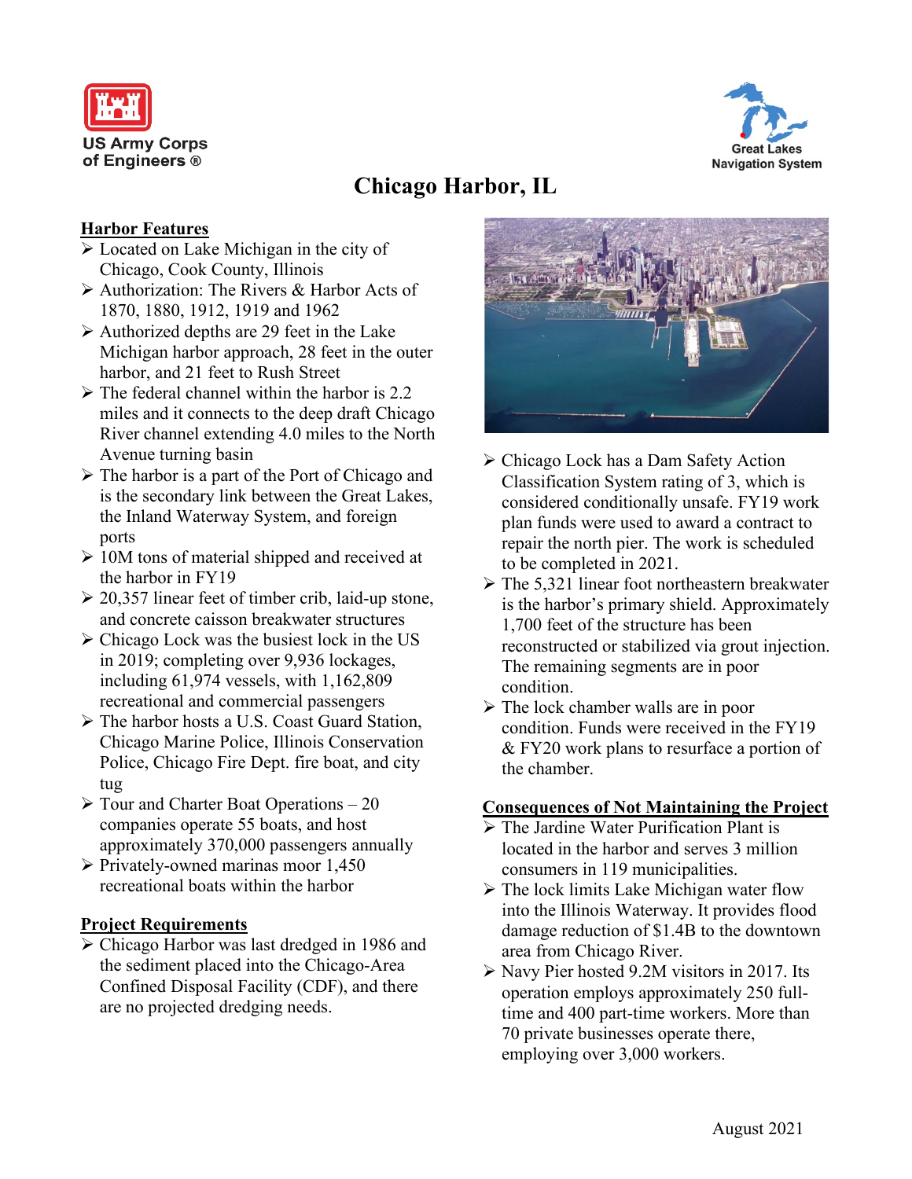US Army Corps of Engineers ®

Great Lakes Navigation System

# Chicago Harbor, IL

## Harbor Features

- Located on Lake Michigan in the city of Chicago, Cook County, Illinois
- Authorization: The Rivers & Harbor Acts of 1870, 1880, 1912, 1919 and 1962
- Authorized depths are 29 feet in the Lake Michigan harbor approach, 28 feet in the outer harbor, and 21 feet to Rush Street
- The federal channel within the harbor is 2.2 miles and it connects to the deep draft Chicago River channel extending 4.0 miles to the North Avenue turning basin
- The harbor is a part of the Port of Chicago and is the secondary link between the Great Lakes, the Inland Waterway System, and foreign ports
- 10M tons of material shipped and received at the harbor in FY19
- 20,357 linear feet of timber crib, laid-up stone, and concrete caisson breakwater structures
- Chicago Lock was the busiest lock in the US in 2019; completing over 9,936 lockages, including 61,974 vessels, with 1,162,809 recreational and commercial passengers
- The harbor hosts a U.S. Coast Guard Station, Chicago Marine Police, Illinois Conservation Police, Chicago Fire Dept. fire boat, and city tug
- Tour and Charter Boat Operations – 20 companies operate 55 boats, and host approximately 370,000 passengers annually
- Privately-owned marinas moor 1,450 recreational boats within the harbor

## Project Requirements

- Chicago Harbor was last dredged in 1986 and the sediment placed into the Chicago-Area Confined Disposal Facility (CDF), and there are no projected dredging needs.
- Chicago Lock has a Dam Safety Action Classification System rating of 3, which is considered conditionally unsafe. FY19 work plan funds were used to award a contract to repair the north pier. The work is scheduled to be completed in 2021.
- The 5,321 linear foot northeastern breakwater is the harbor's primary shield. Approximately 1,700 feet of the structure has been reconstructed or stabilized via grout injection. The remaining segments are in poor condition.
- The lock chamber walls are in poor condition. Funds were received in the FY19 & FY20 work plans to resurface a portion of the chamber.

## Consequences of Not Maintaining the Project

- The Jardine Water Purification Plant is located in the harbor and serves 3 million consumers in 119 municipalities.
- The lock limits Lake Michigan water flow into the Illinois Waterway. It provides flood damage reduction of $1.4B to the downtown area from Chicago River.
- Navy Pier hosted 9.2M visitors in 2017. Its operation employs approximately 250 full-time and 400 part-time workers. More than 70 private businesses operate there, employing over 3,000 workers.

August 2021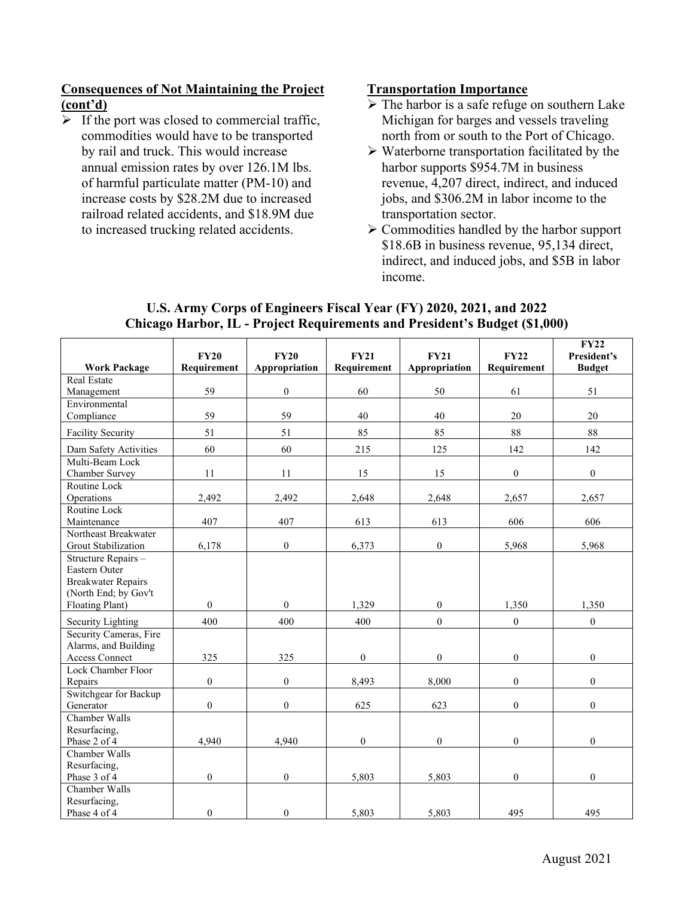### Consequences of Not Maintaining the Project (cont'd)

- If the port was closed to commercial traffic, commodities would have to be transported by rail and truck. This would increase annual emission rates by over 126.1M lbs. of harmful particulate matter (PM-10) and increase costs by $28.2M due to increased railroad related accidents, and $18.9M due to increased trucking related accidents.

### Transportation Importance

- The harbor is a safe refuge on southern Lake Michigan for barges and vessels traveling north from or south to the Port of Chicago.
- Waterborne transportation facilitated by the harbor supports $954.7M in business revenue, 4,207 direct, indirect, and induced jobs, and $306.2M in labor income to the transportation sector.
- Commodities handled by the harbor support $18.6B in business revenue, 95,134 direct, indirect, and induced jobs, and $5B in labor income.

**U.S. Army Corps of Engineers Fiscal Year (FY) 2020, 2021, and 2022**
**Chicago Harbor, IL - Project Requirements and President's Budget ($1,000)**

| Work Package | FY20 Requirement | FY20 Appropriation | FY21 Requirement | FY21 Appropriation | FY22 Requirement | FY22 President's Budget |
|---|---|---|---|---|---|---|
| Real Estate Management | 59 | 0 | 60 | 50 | 61 | 51 |
| Environmental Compliance | 59 | 59 | 40 | 40 | 20 | 20 |
| Facility Security | 51 | 51 | 85 | 85 | 88 | 88 |
| Dam Safety Activities | 60 | 60 | 215 | 125 | 142 | 142 |
| Multi-Beam Lock Chamber Survey | 11 | 11 | 15 | 15 | 0 | 0 |
| Routine Lock Operations | 2,492 | 2,492 | 2,648 | 2,648 | 2,657 | 2,657 |
| Routine Lock Maintenance | 407 | 407 | 613 | 613 | 606 | 606 |
| Northeast Breakwater Grout Stabilization | 6,178 | 0 | 6,373 | 0 | 5,968 | 5,968 |
| Structure Repairs – Eastern Outer Breakwater Repairs (North End; by Gov't Floating Plant) | 0 | 0 | 1,329 | 0 | 1,350 | 1,350 |
| Security Lighting | 400 | 400 | 400 | 0 | 0 | 0 |
| Security Cameras, Fire Alarms, and Building Access Connect | 325 | 325 | 0 | 0 | 0 | 0 |
| Lock Chamber Floor Repairs | 0 | 0 | 8,493 | 8,000 | 0 | 0 |
| Switchgear for Backup Generator | 0 | 0 | 625 | 623 | 0 | 0 |
| Chamber Walls Resurfacing, Phase 2 of 4 | 4,940 | 4,940 | 0 | 0 | 0 | 0 |
| Chamber Walls Resurfacing, Phase 3 of 4 | 0 | 0 | 5,803 | 5,803 | 0 | 0 |
| Chamber Walls Resurfacing, Phase 4 of 4 | 0 | 0 | 5,803 | 5,803 | 495 | 495 |

August 2021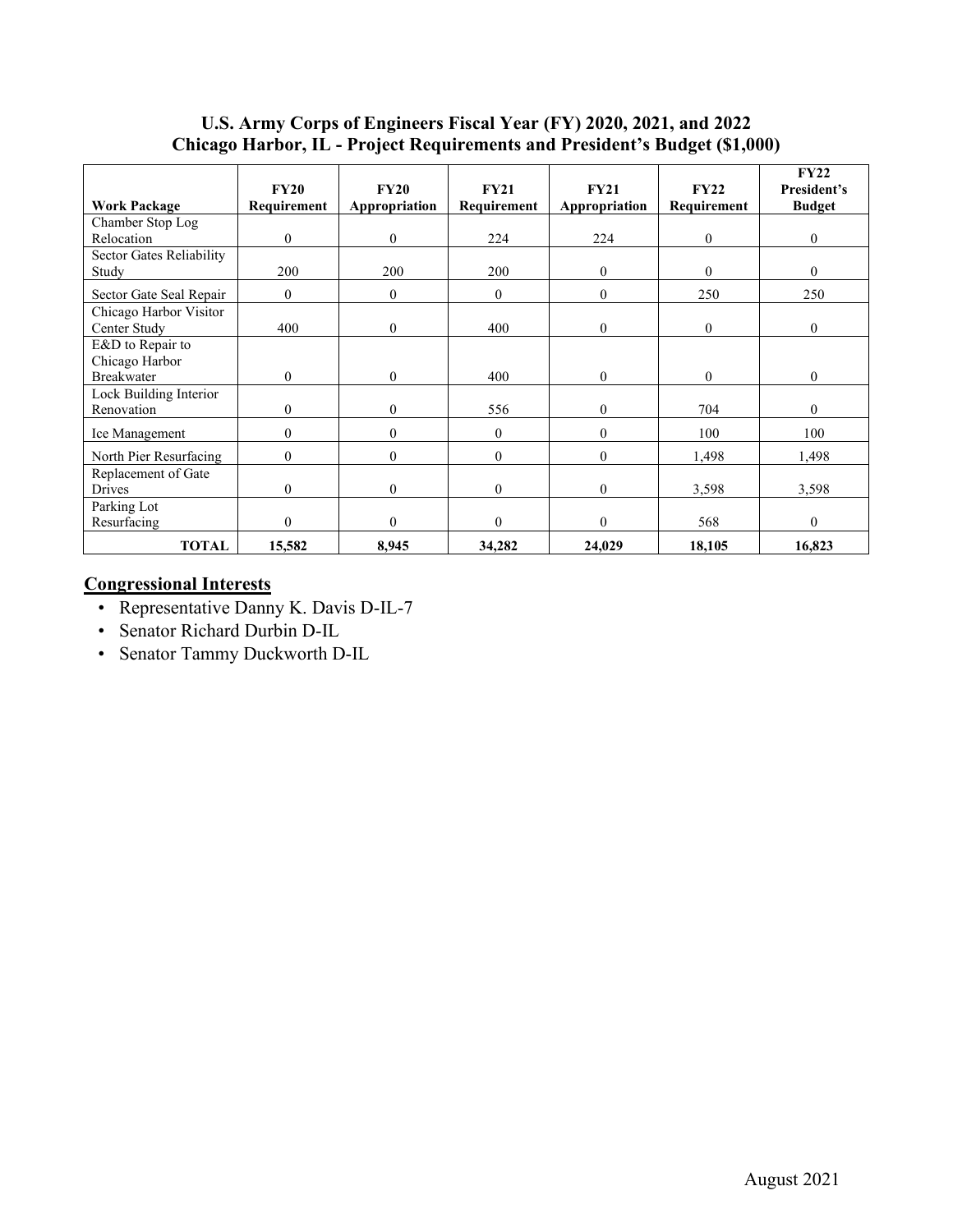**U.S. Army Corps of Engineers Fiscal Year (FY) 2020, 2021, and 2022**
**Chicago Harbor, IL - Project Requirements and President's Budget ($1,000)**

| Work Package | FY20 Requirement | FY20 Appropriation | FY21 Requirement | FY21 Appropriation | FY22 Requirement | FY22 President's Budget |
|---|---|---|---|---|---|---|
| Chamber Stop Log Relocation | 0 | 0 | 224 | 224 | 0 | 0 |
| Sector Gates Reliability Study | 200 | 200 | 200 | 0 | 0 | 0 |
| Sector Gate Seal Repair | 0 | 0 | 0 | 0 | 250 | 250 |
| Chicago Harbor Visitor Center Study | 400 | 0 | 400 | 0 | 0 | 0 |
| E&D to Repair to Chicago Harbor Breakwater | 0 | 0 | 400 | 0 | 0 | 0 |
| Lock Building Interior Renovation | 0 | 0 | 556 | 0 | 704 | 0 |
| Ice Management | 0 | 0 | 0 | 0 | 100 | 100 |
| North Pier Resurfacing | 0 | 0 | 0 | 0 | 1,498 | 1,498 |
| Replacement of Gate Drives | 0 | 0 | 0 | 0 | 3,598 | 3,598 |
| Parking Lot Resurfacing | 0 | 0 | 0 | 0 | 568 | 0 |
| **TOTAL** | **15,582** | **8,945** | **34,282** | **24,029** | **18,105** | **16,823** |

## Congressional Interests

- Representative Danny K. Davis D-IL-7
- Senator Richard Durbin D-IL
- Senator Tammy Duckworth D-IL

August 2021